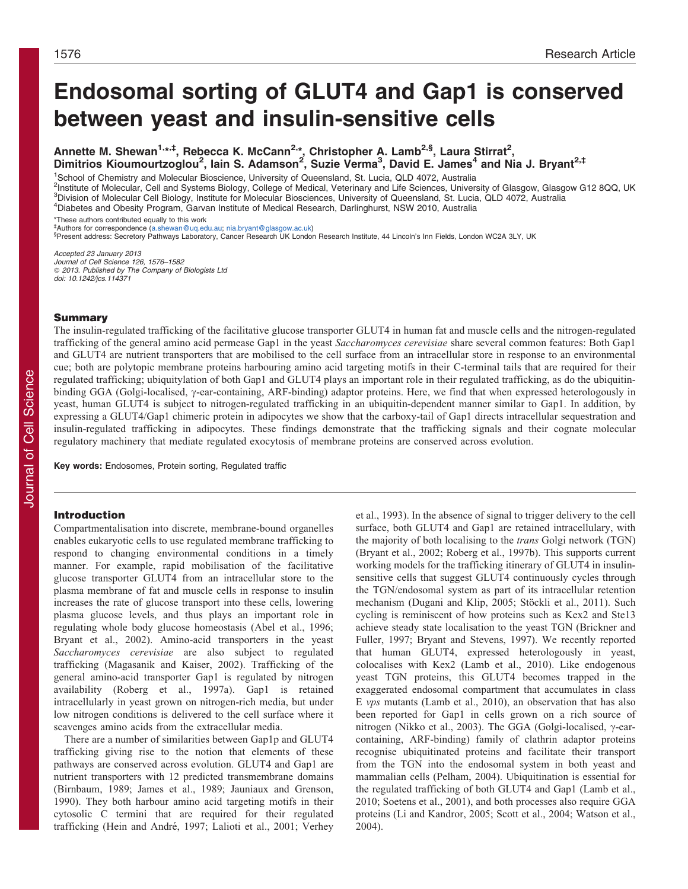# Endosomal sorting of GLUT4 and Gap1 is conserved between yeast and insulin-sensitive cells

Annette M. Shewan[1,*,‡], Rebecca K. McCann[2,*], Christopher A. Lamb[2,§], Laura Stirrat[2], Dimitrios Kioumourtzoglou[2], Iain S. Adamson[2], Suzie Verma[3], David E. James[4] and Nia J. Bryant[2,‡]

[1]School of Chemistry and Molecular Bioscience, University of Queensland, St. Lucia, QLD 4072, Australia
[2]Institute of Molecular, Cell and Systems Biology, College of Medical, Veterinary and Life Sciences, University of Glasgow, Glasgow G12 8QQ, UK
[3]Division of Molecular Cell Biology, Institute for Molecular Biosciences, University of Queensland, St. Lucia, QLD 4072, Australia
[4]Diabetes and Obesity Program, Garvan Institute of Medical Research, Darlinghurst, NSW 2010, Australia

*These authors contributed equally to this work
‡Authors for correspondence (a.shewan@uq.edu.au; nia.bryant@glasgow.ac.uk)
§Present address: Secretory Pathways Laboratory, Cancer Research UK London Research Institute, 44 Lincoln's Inn Fields, London WC2A 3LY, UK

*Accepted 23 January 2013*
*Journal of Cell Science 126, 1576–1582*
*© 2013. Published by The Company of Biologists Ltd*
*doi: 10.1242/jcs.114371*

## Summary

The insulin-regulated trafficking of the facilitative glucose transporter GLUT4 in human fat and muscle cells and the nitrogen-regulated trafficking of the general amino acid permease Gap1 in the yeast *Saccharomyces cerevisiae* share several common features: Both Gap1 and GLUT4 are nutrient transporters that are mobilised to the cell surface from an intracellular store in response to an environmental cue; both are polytopic membrane proteins harbouring amino acid targeting motifs in their C-terminal tails that are required for their regulated trafficking; ubiquitylation of both Gap1 and GLUT4 plays an important role in their regulated trafficking, as do the ubiquitin-binding GGA (Golgi-localised, γ-ear-containing, ARF-binding) adaptor proteins. Here, we find that when expressed heterologously in yeast, human GLUT4 is subject to nitrogen-regulated trafficking in an ubiquitin-dependent manner similar to Gap1. In addition, by expressing a GLUT4/Gap1 chimeric protein in adipocytes we show that the carboxy-tail of Gap1 directs intracellular sequestration and insulin-regulated trafficking in adipocytes. These findings demonstrate that the trafficking signals and their cognate molecular regulatory machinery that mediate regulated exocytosis of membrane proteins are conserved across evolution.

**Key words:** Endosomes, Protein sorting, Regulated traffic

## Introduction

Compartmentalisation into discrete, membrane-bound organelles enables eukaryotic cells to use regulated membrane trafficking to respond to changing environmental conditions in a timely manner. For example, rapid mobilisation of the facilitative glucose transporter GLUT4 from an intracellular store to the plasma membrane of fat and muscle cells in response to insulin increases the rate of glucose transport into these cells, lowering plasma glucose levels, and thus plays an important role in regulating whole body glucose homeostasis (Abel et al., 1996; Bryant et al., 2002). Amino-acid transporters in the yeast *Saccharomyces cerevisiae* are also subject to regulated trafficking (Magasanik and Kaiser, 2002). Trafficking of the general amino-acid transporter Gap1 is regulated by nitrogen availability (Roberg et al., 1997a). Gap1 is retained intracellularly in yeast grown on nitrogen-rich media, but under low nitrogen conditions is delivered to the cell surface where it scavenges amino acids from the extracellular media.

There are a number of similarities between Gap1p and GLUT4 trafficking giving rise to the notion that elements of these pathways are conserved across evolution. GLUT4 and Gap1 are nutrient transporters with 12 predicted transmembrane domains (Birnbaum, 1989; James et al., 1989; Jauniaux and Grenson, 1990). They both harbour amino acid targeting motifs in their cytosolic C termini that are required for their regulated trafficking (Hein and André, 1997; Lalioti et al., 2001; Verhey et al., 1993). In the absence of signal to trigger delivery to the cell surface, both GLUT4 and Gap1 are retained intracellulary, with the majority of both localising to the *trans* Golgi network (TGN) (Bryant et al., 2002; Roberg et al., 1997b). This supports current working models for the trafficking itinerary of GLUT4 in insulin-sensitive cells that suggest GLUT4 continuously cycles through the TGN/endosomal system as part of its intracellular retention mechanism (Dugani and Klip, 2005; Stöckli et al., 2011). Such cycling is reminiscent of how proteins such as Kex2 and Ste13 achieve steady state localisation to the yeast TGN (Brickner and Fuller, 1997; Bryant and Stevens, 1997). We recently reported that human GLUT4, expressed heterologously in yeast, colocalises with Kex2 (Lamb et al., 2010). Like endogenous yeast TGN proteins, this GLUT4 becomes trapped in the exaggerated endosomal compartment that accumulates in class E *vps* mutants (Lamb et al., 2010), an observation that has also been reported for Gap1 in cells grown on a rich source of nitrogen (Nikko et al., 2003). The GGA (Golgi-localised, γ-ear-containing, ARF-binding) family of clathrin adaptor proteins recognise ubiquitinated proteins and facilitate their transport from the TGN into the endosomal system in both yeast and mammalian cells (Pelham, 2004). Ubiquitination is essential for the regulated trafficking of both GLUT4 and Gap1 (Lamb et al., 2010; Soetens et al., 2001), and both processes also require GGA proteins (Li and Kandror, 2005; Scott et al., 2004; Watson et al., 2004).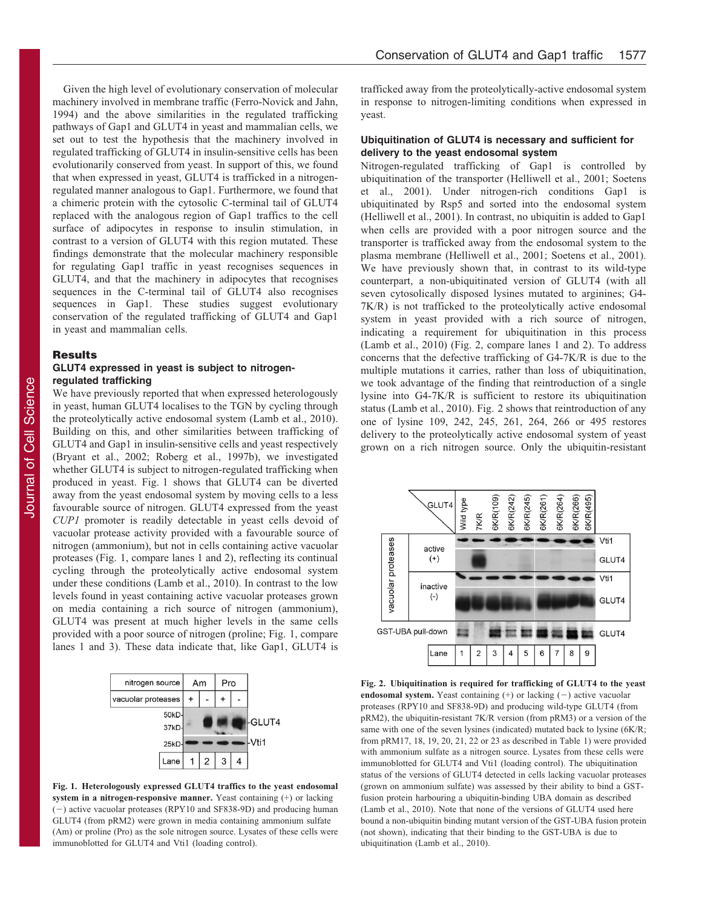Given the high level of evolutionary conservation of molecular machinery involved in membrane traffic (Ferro-Novick and Jahn, 1994) and the above similarities in the regulated trafficking pathways of Gap1 and GLUT4 in yeast and mammalian cells, we set out to test the hypothesis that the machinery involved in regulated trafficking of GLUT4 in insulin-sensitive cells has been evolutionarily conserved from yeast. In support of this, we found that when expressed in yeast, GLUT4 is trafficked in a nitrogen-regulated manner analogous to Gap1. Furthermore, we found that a chimeric protein with the cytosolic C-terminal tail of GLUT4 replaced with the analogous region of Gap1 traffics to the cell surface of adipocytes in response to insulin stimulation, in contrast to a version of GLUT4 with this region mutated. These findings demonstrate that the molecular machinery responsible for regulating Gap1 traffic in yeast recognises sequences in GLUT4, and that the machinery in adipocytes that recognises sequences in the C-terminal tail of GLUT4 also recognises sequences in Gap1. These studies suggest evolutionary conservation of the regulated trafficking of GLUT4 and Gap1 in yeast and mammalian cells.

## Results

### GLUT4 expressed in yeast is subject to nitrogen-regulated trafficking

We have previously reported that when expressed heterologously in yeast, human GLUT4 localises to the TGN by cycling through the proteolytically active endosomal system (Lamb et al., 2010). Building on this, and other similarities between trafficking of GLUT4 and Gap1 in insulin-sensitive cells and yeast respectively (Bryant et al., 2002; Roberg et al., 1997b), we investigated whether GLUT4 is subject to nitrogen-regulated trafficking when produced in yeast. Fig. 1 shows that GLUT4 can be diverted away from the yeast endosomal system by moving cells to a less favourable source of nitrogen. GLUT4 expressed from the yeast *CUP1* promoter is readily detectable in yeast cells devoid of vacuolar protease activity provided with a favourable source of nitrogen (ammonium), but not in cells containing active vacuolar proteases (Fig. 1, compare lanes 1 and 2), reflecting its continual cycling through the proteolytically active endosomal system under these conditions (Lamb et al., 2010). In contrast to the low levels found in yeast containing active vacuolar proteases grown on media containing a rich source of nitrogen (ammonium), GLUT4 was present at much higher levels in the same cells provided with a poor source of nitrogen (proline; Fig. 1, compare lanes 1 and 3). These data indicate that, like Gap1, GLUT4 is trafficked away from the proteolytically-active endosomal system in response to nitrogen-limiting conditions when expressed in yeast.

**Fig. 1. Heterologously expressed GLUT4 traffics to the yeast endosomal system in a nitrogen-responsive manner.** Yeast containing (+) or lacking (−) active vacuolar proteases (RPY10 and SF838-9D) and producing human GLUT4 (from pRM2) were grown in media containing ammonium sulfate (Am) or proline (Pro) as the sole nitrogen source. Lysates of these cells were immunoblotted for GLUT4 and Vti1 (loading control).

### Ubiquitination of GLUT4 is necessary and sufficient for delivery to the yeast endosomal system

Nitrogen-regulated trafficking of Gap1 is controlled by ubiquitination of the transporter (Helliwell et al., 2001; Soetens et al., 2001). Under nitrogen-rich conditions Gap1 is ubiquitinated by Rsp5 and sorted into the endosomal system (Helliwell et al., 2001). In contrast, no ubiquitin is added to Gap1 when cells are provided with a poor nitrogen source and the transporter is trafficked away from the endosomal system to the plasma membrane (Helliwell et al., 2001; Soetens et al., 2001). We have previously shown that, in contrast to its wild-type counterpart, a non-ubiquitinated version of GLUT4 (with all seven cytosolically disposed lysines mutated to arginines; G4-7K/R) is not trafficked to the proteolytically active endosomal system in yeast provided with a rich source of nitrogen, indicating a requirement for ubiquitination in this process (Lamb et al., 2010) (Fig. 2, compare lanes 1 and 2). To address concerns that the defective trafficking of G4-7K/R is due to the multiple mutations it carries, rather than loss of ubiquitination, we took advantage of the finding that reintroduction of a single lysine into G4-7K/R is sufficient to restore its ubiquitination status (Lamb et al., 2010). Fig. 2 shows that reintroduction of any one of lysine 109, 242, 245, 261, 264, 266 or 495 restores delivery to the proteolytically active endosomal system of yeast grown on a rich nitrogen source. Only the ubiquitin-resistant

**Fig. 2. Ubiquitination is required for trafficking of GLUT4 to the yeast endosomal system.** Yeast containing (+) or lacking (−) active vacuolar proteases (RPY10 and SF838-9D) and producing wild-type GLUT4 (from pRM2), the ubiquitin-resistant 7K/R version (from pRM3) or a version of the same with one of the seven lysines (indicated) mutated back to lysine (6K/R; from pRM17, 18, 19, 20, 21, 22 or 23 as described in Table 1) were provided with ammonium sulfate as a nitrogen source. Lysates from these cells were immunoblotted for GLUT4 and Vti1 (loading control). The ubiquitination status of the versions of GLUT4 detected in cells lacking vacuolar proteases (grown on ammonium sulfate) was assessed by their ability to bind a GST-fusion protein harbouring a ubiquitin-binding UBA domain as described (Lamb et al., 2010). Note that none of the versions of GLUT4 used here bound a non-ubiquitin binding mutant version of the GST-UBA fusion protein (not shown), indicating that their binding to the GST-UBA is due to ubiquitination (Lamb et al., 2010).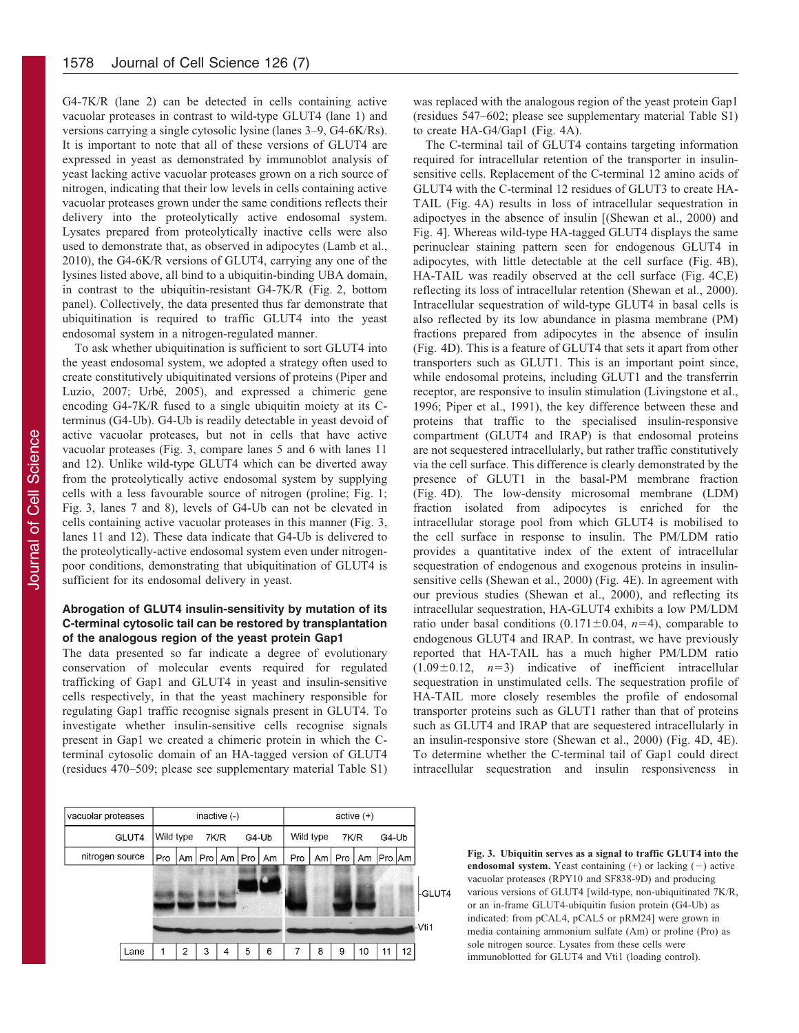G4-7K/R (lane 2) can be detected in cells containing active vacuolar proteases in contrast to wild-type GLUT4 (lane 1) and versions carrying a single cytosolic lysine (lanes 3–9, G4-6K/Rs). It is important to note that all of these versions of GLUT4 are expressed in yeast as demonstrated by immunoblot analysis of yeast lacking active vacuolar proteases grown on a rich source of nitrogen, indicating that their low levels in cells containing active vacuolar proteases grown under the same conditions reflects their delivery into the proteolytically active endosomal system. Lysates prepared from proteolytically inactive cells were also used to demonstrate that, as observed in adipocytes (Lamb et al., 2010), the G4-6K/R versions of GLUT4, carrying any one of the lysines listed above, all bind to a ubiquitin-binding UBA domain, in contrast to the ubiquitin-resistant G4-7K/R (Fig. 2, bottom panel). Collectively, the data presented thus far demonstrate that ubiquitination is required to traffic GLUT4 into the yeast endosomal system in a nitrogen-regulated manner.

To ask whether ubiquitination is sufficient to sort GLUT4 into the yeast endosomal system, we adopted a strategy often used to create constitutively ubiquitinated versions of proteins (Piper and Luzio, 2007; Urbé, 2005), and expressed a chimeric gene encoding G4-7K/R fused to a single ubiquitin moiety at its C-terminus (G4-Ub). G4-Ub is readily detectable in yeast devoid of active vacuolar proteases, but not in cells that have active vacuolar proteases (Fig. 3, compare lanes 5 and 6 with lanes 11 and 12). Unlike wild-type GLUT4 which can be diverted away from the proteolytically active endosomal system by supplying cells with a less favourable source of nitrogen (proline; Fig. 1; Fig. 3, lanes 7 and 8), levels of G4-Ub can not be elevated in cells containing active vacuolar proteases in this manner (Fig. 3, lanes 11 and 12). These data indicate that G4-Ub is delivered to the proteolytically-active endosomal system even under nitrogen-poor conditions, demonstrating that ubiquitination of GLUT4 is sufficient for its endosomal delivery in yeast.

### Abrogation of GLUT4 insulin-sensitivity by mutation of its C-terminal cytosolic tail can be restored by transplantation of the analogous region of the yeast protein Gap1

The data presented so far indicate a degree of evolutionary conservation of molecular events required for regulated trafficking of Gap1 and GLUT4 in yeast and insulin-sensitive cells respectively, in that the yeast machinery responsible for regulating Gap1 traffic recognise signals present in GLUT4. To investigate whether insulin-sensitive cells recognise signals present in Gap1 we created a chimeric protein in which the C-terminal cytosolic domain of an HA-tagged version of GLUT4 (residues 470–509; please see supplementary material Table S1) was replaced with the analogous region of the yeast protein Gap1 (residues 547–602; please see supplementary material Table S1) to create HA-G4/Gap1 (Fig. 4A).

The C-terminal tail of GLUT4 contains targeting information required for intracellular retention of the transporter in insulin-sensitive cells. Replacement of the C-terminal 12 amino acids of GLUT4 with the C-terminal 12 residues of GLUT3 to create HA-TAIL (Fig. 4A) results in loss of intracellular sequestration in adipocytes in the absence of insulin [(Shewan et al., 2000) and Fig. 4]. Whereas wild-type HA-tagged GLUT4 displays the same perinuclear staining pattern seen for endogenous GLUT4 in adipocytes, with little detectable at the cell surface (Fig. 4B), HA-TAIL was readily observed at the cell surface (Fig. 4C,E) reflecting its loss of intracellular retention (Shewan et al., 2000). Intracellular sequestration of wild-type GLUT4 in basal cells is also reflected by its low abundance in plasma membrane (PM) fractions prepared from adipocytes in the absence of insulin (Fig. 4D). This is a feature of GLUT4 that sets it apart from other transporters such as GLUT1. This is an important point since, while endosomal proteins, including GLUT1 and the transferrin receptor, are responsive to insulin stimulation (Livingstone et al., 1996; Piper et al., 1991), the key difference between these and proteins that traffic to the specialised insulin-responsive compartment (GLUT4 and IRAP) is that endosomal proteins are not sequestered intracellularly, but rather traffic constitutively via the cell surface. This difference is clearly demonstrated by the presence of GLUT1 in the basal-PM membrane fraction (Fig. 4D). The low-density microsomal membrane (LDM) fraction isolated from adipocytes is enriched for the intracellular storage pool from which GLUT4 is mobilised to the cell surface in response to insulin. The PM/LDM ratio provides a quantitative index of the extent of intracellular sequestration of endogenous and exogenous proteins in insulin-sensitive cells (Shewan et al., 2000) (Fig. 4E). In agreement with our previous studies (Shewan et al., 2000), and reflecting its intracellular sequestration, HA-GLUT4 exhibits a low PM/LDM ratio under basal conditions ($0.171 \pm 0.04$, $n=4$), comparable to endogenous GLUT4 and IRAP. In contrast, we have previously reported that HA-TAIL has a much higher PM/LDM ratio ($1.09 \pm 0.12$, $n=3$) indicative of inefficient intracellular sequestration in unstimulated cells. The sequestration profile of HA-TAIL more closely resembles the profile of endosomal transporter proteins such as GLUT1 rather than that of proteins such as GLUT4 and IRAP that are sequestered intracellularly in an insulin-responsive store (Shewan et al., 2000) (Fig. 4D, 4E). To determine whether the C-terminal tail of Gap1 could direct intracellular sequestration and insulin responsiveness in

| vacuolar proteases | inactive (-) | | | | | | active (+) | | | | | |
|---|---|---|---|---|---|---|---|---|---|---|---|---|
| GLUT4 | Wild type | | 7K/R | | G4-Ub | | Wild type | | 7K/R | | G4-Ub | |
| nitrogen source | Pro | Am | Pro | Am | Pro | Am | Pro | Am | Pro | Am | Pro | Am |
| Lane | 1 | 2 | 3 | 4 | 5 | 6 | 7 | 8 | 9 | 10 | 11 | 12 |

**Fig. 3. Ubiquitin serves as a signal to traffic GLUT4 into the endosomal system.** Yeast containing (+) or lacking (−) active vacuolar proteases (RPY10 and SF838-9D) and producing various versions of GLUT4 [wild-type, non-ubiquitinated 7K/R, or an in-frame GLUT4-ubiquitin fusion protein (G4-Ub) as indicated: from pCAL4, pCAL5 or pRM24] were grown in media containing ammonium sulfate (Am) or proline (Pro) as sole nitrogen source. Lysates from these cells were immunoblotted for GLUT4 and Vti1 (loading control).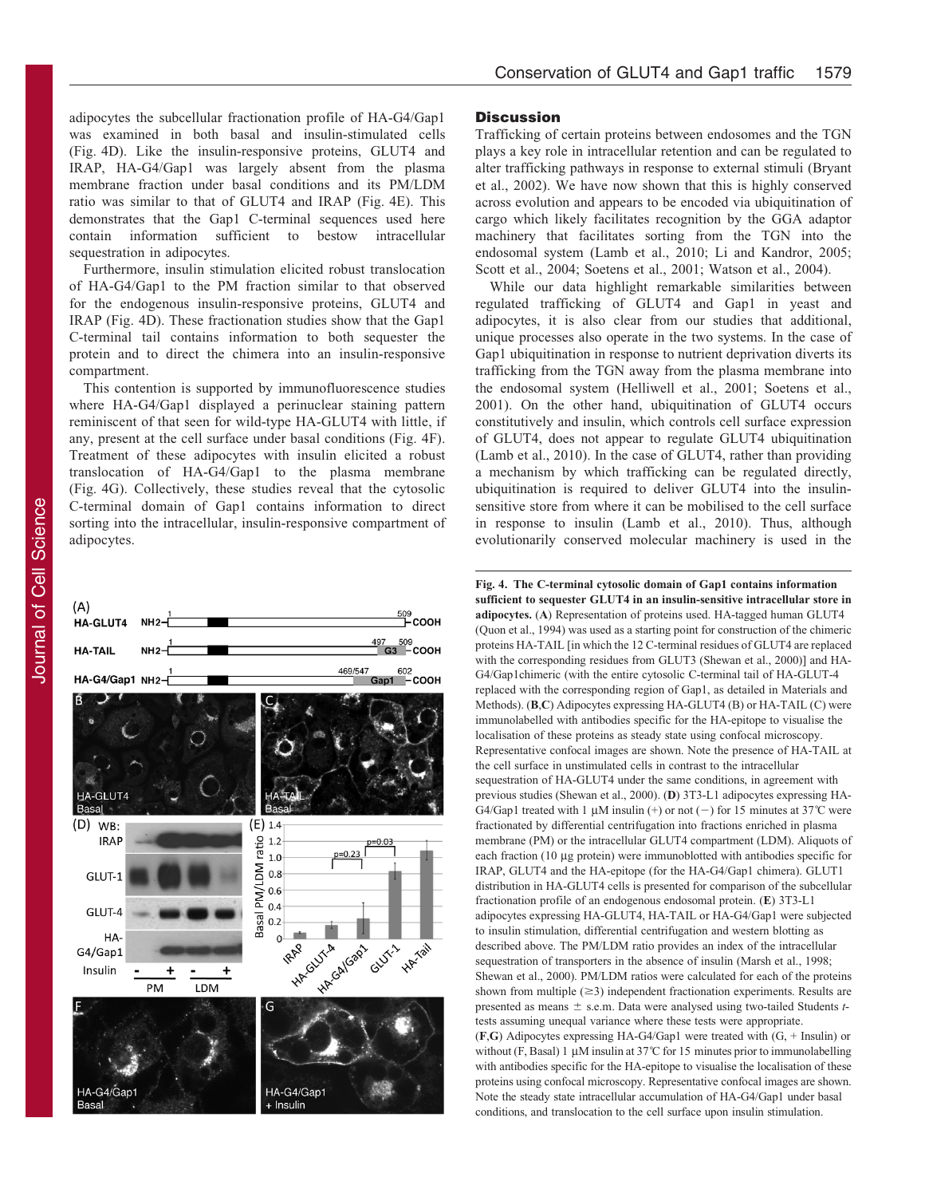adipocytes the subcellular fractionation profile of HA-G4/Gap1 was examined in both basal and insulin-stimulated cells (Fig. 4D). Like the insulin-responsive proteins, GLUT4 and IRAP, HA-G4/Gap1 was largely absent from the plasma membrane fraction under basal conditions and its PM/LDM ratio was similar to that of GLUT4 and IRAP (Fig. 4E). This demonstrates that the Gap1 C-terminal sequences used here contain information sufficient to bestow intracellular sequestration in adipocytes.

Furthermore, insulin stimulation elicited robust translocation of HA-G4/Gap1 to the PM fraction similar to that observed for the endogenous insulin-responsive proteins, GLUT4 and IRAP (Fig. 4D). These fractionation studies show that the Gap1 C-terminal tail contains information to both sequester the protein and to direct the chimera into an insulin-responsive compartment.

This contention is supported by immunofluorescence studies where HA-G4/Gap1 displayed a perinuclear staining pattern reminiscent of that seen for wild-type HA-GLUT4 with little, if any, present at the cell surface under basal conditions (Fig. 4F). Treatment of these adipocytes with insulin elicited a robust translocation of HA-G4/Gap1 to the plasma membrane (Fig. 4G). Collectively, these studies reveal that the cytosolic C-terminal domain of Gap1 contains information to direct sorting into the intracellular, insulin-responsive compartment of adipocytes.

**Fig. 4. The C-terminal cytosolic domain of Gap1 contains information sufficient to sequester GLUT4 in an insulin-sensitive intracellular store in adipocytes.** (**A**) Representation of proteins used. HA-tagged human GLUT4 (Quon et al., 1994) was used as a starting point for construction of the chimeric proteins HA-TAIL [in which the 12 C-terminal residues of GLUT4 are replaced with the corresponding residues from GLUT3 (Shewan et al., 2000)] and HA-G4/Gap1chimeric (with the entire cytosolic C-terminal tail of HA-GLUT-4 replaced with the corresponding region of Gap1, as detailed in Materials and Methods). (**B**,**C**) Adipocytes expressing HA-GLUT4 (B) or HA-TAIL (C) were immunolabelled with antibodies specific for the HA-epitope to visualise the localisation of these proteins as steady state using confocal microscopy. Representative confocal images are shown. Note the presence of HA-TAIL at the cell surface in unstimulated cells in contrast to the intracellular sequestration of HA-GLUT4 under the same conditions, in agreement with previous studies (Shewan et al., 2000). (**D**) 3T3-L1 adipocytes expressing HA-G4/Gap1 treated with 1 μM insulin (+) or not (−) for 15 minutes at 37°C were fractionated by differential centrifugation into fractions enriched in plasma membrane (PM) or the intracellular GLUT4 compartment (LDM). Aliquots of each fraction (10 μg protein) were immunoblotted with antibodies specific for IRAP, GLUT4 and the HA-epitope (for the HA-G4/Gap1 chimera). GLUT1 distribution in HA-GLUT4 cells is presented for comparison of the subcellular fractionation profile of an endogenous endosomal protein. (**E**) 3T3-L1 adipocytes expressing HA-GLUT4, HA-TAIL or HA-G4/Gap1 were subjected to insulin stimulation, differential centrifugation and western blotting as described above. The PM/LDM ratio provides an index of the intracellular sequestration of transporters in the absence of insulin (Marsh et al., 1998; Shewan et al., 2000). PM/LDM ratios were calculated for each of the proteins shown from multiple (≥3) independent fractionation experiments. Results are presented as means ± s.e.m. Data were analysed using two-tailed Students *t*-tests assuming unequal variance where these tests were appropriate. (**F**,**G**) Adipocytes expressing HA-G4/Gap1 were treated with (G, + Insulin) or without (F, Basal) 1 μM insulin at 37°C for 15 minutes prior to immunolabelling with antibodies specific for the HA-epitope to visualise the localisation of these proteins using confocal microscopy. Representative confocal images are shown. Note the steady state intracellular accumulation of HA-G4/Gap1 under basal conditions, and translocation to the cell surface upon insulin stimulation.

## Discussion

Trafficking of certain proteins between endosomes and the TGN plays a key role in intracellular retention and can be regulated to alter trafficking pathways in response to external stimuli (Bryant et al., 2002). We have now shown that this is highly conserved across evolution and appears to be encoded via ubiquitination of cargo which likely facilitates recognition by the GGA adaptor machinery that facilitates sorting from the TGN into the endosomal system (Lamb et al., 2010; Li and Kandror, 2005; Scott et al., 2004; Soetens et al., 2001; Watson et al., 2004).

While our data highlight remarkable similarities between regulated trafficking of GLUT4 and Gap1 in yeast and adipocytes, it is also clear from our studies that additional, unique processes also operate in the two systems. In the case of Gap1 ubiquitination in response to nutrient deprivation diverts its trafficking from the TGN away from the plasma membrane into the endosomal system (Helliwell et al., 2001; Soetens et al., 2001). On the other hand, ubiquitination of GLUT4 occurs constitutively and insulin, which controls cell surface expression of GLUT4, does not appear to regulate GLUT4 ubiquitination (Lamb et al., 2010). In the case of GLUT4, rather than providing a mechanism by which trafficking can be regulated directly, ubiquitination is required to deliver GLUT4 into the insulin-sensitive store from where it can be mobilised to the cell surface in response to insulin (Lamb et al., 2010). Thus, although evolutionarily conserved molecular machinery is used in the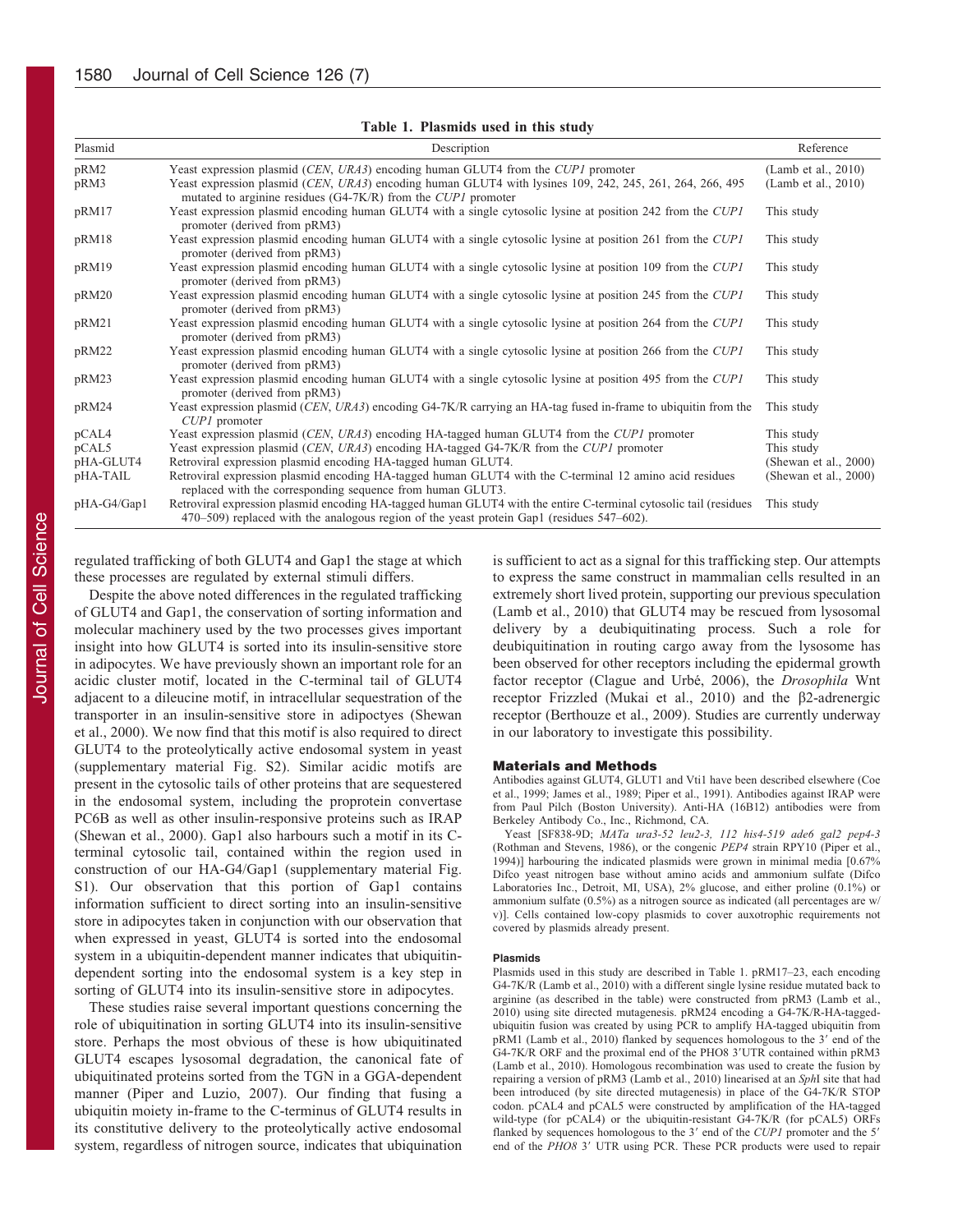**Table 1. Plasmids used in this study**

| Plasmid | Description | Reference |
|---|---|---|
| pRM2 | Yeast expression plasmid (*CEN*, *URA3*) encoding human GLUT4 from the *CUP1* promoter | (Lamb et al., 2010) |
| pRM3 | Yeast expression plasmid (*CEN*, *URA3*) encoding human GLUT4 with lysines 109, 242, 245, 261, 264, 266, 495 mutated to arginine residues (G4-7K/R) from the *CUP1* promoter | (Lamb et al., 2010) |
| pRM17 | Yeast expression plasmid encoding human GLUT4 with a single cytosolic lysine at position 242 from the *CUP1* promoter (derived from pRM3) | This study |
| pRM18 | Yeast expression plasmid encoding human GLUT4 with a single cytosolic lysine at position 261 from the *CUP1* promoter (derived from pRM3) | This study |
| pRM19 | Yeast expression plasmid encoding human GLUT4 with a single cytosolic lysine at position 109 from the *CUP1* promoter (derived from pRM3) | This study |
| pRM20 | Yeast expression plasmid encoding human GLUT4 with a single cytosolic lysine at position 245 from the *CUP1* promoter (derived from pRM3) | This study |
| pRM21 | Yeast expression plasmid encoding human GLUT4 with a single cytosolic lysine at position 264 from the *CUP1* promoter (derived from pRM3) | This study |
| pRM22 | Yeast expression plasmid encoding human GLUT4 with a single cytosolic lysine at position 266 from the *CUP1* promoter (derived from pRM3) | This study |
| pRM23 | Yeast expression plasmid encoding human GLUT4 with a single cytosolic lysine at position 495 from the *CUP1* promoter (derived from pRM3) | This study |
| pRM24 | Yeast expression plasmid (*CEN*, *URA3*) encoding G4-7K/R carrying an HA-tag fused in-frame to ubiquitin from the *CUP1* promoter | This study |
| pCAL4 | Yeast expression plasmid (*CEN*, *URA3*) encoding HA-tagged human GLUT4 from the *CUP1* promoter | This study |
| pCAL5 | Yeast expression plasmid (*CEN*, *URA3*) encoding HA-tagged G4-7K/R from the *CUP1* promoter | This study |
| pHA-GLUT4 | Retroviral expression plasmid encoding HA-tagged human GLUT4. | (Shewan et al., 2000) |
| pHA-TAIL | Retroviral expression plasmid encoding HA-tagged human GLUT4 with the C-terminal 12 amino acid residues replaced with the corresponding sequence from human GLUT3. | (Shewan et al., 2000) |
| pHA-G4/Gap1 | Retroviral expression plasmid encoding HA-tagged human GLUT4 with the entire C-terminal cytosolic tail (residues 470–509) replaced with the analogous region of the yeast protein Gap1 (residues 547–602). | This study |

regulated trafficking of both GLUT4 and Gap1 the stage at which these processes are regulated by external stimuli differs.

Despite the above noted differences in the regulated trafficking of GLUT4 and Gap1, the conservation of sorting information and molecular machinery used by the two processes gives important insight into how GLUT4 is sorted into its insulin-sensitive store in adipocytes. We have previously shown an important role for an acidic cluster motif, located in the C-terminal tail of GLUT4 adjacent to a dileucine motif, in intracellular sequestration of the transporter in an insulin-sensitive store in adipoctyes (Shewan et al., 2000). We now find that this motif is also required to direct GLUT4 to the proteolytically active endosomal system in yeast (supplementary material Fig. S2). Similar acidic motifs are present in the cytosolic tails of other proteins that are sequestered in the endosomal system, including the proprotein convertase PC6B as well as other insulin-responsive proteins such as IRAP (Shewan et al., 2000). Gap1 also harbours such a motif in its C-terminal cytosolic tail, contained within the region used in construction of our HA-G4/Gap1 (supplementary material Fig. S1). Our observation that this portion of Gap1 contains information sufficient to direct sorting into an insulin-sensitive store in adipocytes taken in conjunction with our observation that when expressed in yeast, GLUT4 is sorted into the endosomal system in a ubiquitin-dependent manner indicates that ubiquitin-dependent sorting into the endosomal system is a key step in sorting of GLUT4 into its insulin-sensitive store in adipocytes.

These studies raise several important questions concerning the role of ubiquitination in sorting GLUT4 into its insulin-sensitive store. Perhaps the most obvious of these is how ubiquitinated GLUT4 escapes lysosomal degradation, the canonical fate of ubiquitinated proteins sorted from the TGN in a GGA-dependent manner (Piper and Luzio, 2007). Our finding that fusing a ubiquitin moiety in-frame to the C-terminus of GLUT4 results in its constitutive delivery to the proteolytically active endosomal system, regardless of nitrogen source, indicates that ubiquination is sufficient to act as a signal for this trafficking step. Our attempts to express the same construct in mammalian cells resulted in an extremely short lived protein, supporting our previous speculation (Lamb et al., 2010) that GLUT4 may be rescued from lysosomal delivery by a deubiquitinating process. Such a role for deubiquitination in routing cargo away from the lysosome has been observed for other receptors including the epidermal growth factor receptor (Clague and Urbé, 2006), the *Drosophila* Wnt receptor Frizzled (Mukai et al., 2010) and the β2-adrenergic receptor (Berthouze et al., 2009). Studies are currently underway in our laboratory to investigate this possibility.

## Materials and Methods

Antibodies against GLUT4, GLUT1 and Vti1 have been described elsewhere (Coe et al., 1999; James et al., 1989; Piper et al., 1991). Antibodies against IRAP were from Paul Pilch (Boston University). Anti-HA (16B12) antibodies were from Berkeley Antibody Co., Inc., Richmond, CA.

Yeast [SF838-9D; *MATa ura3-52 leu2-3, 112 his4-519 ade6 gal2 pep4-3* (Rothman and Stevens, 1986), or the congenic *PEP4* strain RPY10 (Piper et al., 1994)] harbouring the indicated plasmids were grown in minimal media [0.67% Difco yeast nitrogen base without amino acids and ammonium sulfate (Difco Laboratories Inc., Detroit, MI, USA), 2% glucose, and either proline (0.1%) or ammonium sulfate (0.5%) as a nitrogen source as indicated (all percentages are w/v)]. Cells contained low-copy plasmids to cover auxotrophic requirements not covered by plasmids already present.

### Plasmids

Plasmids used in this study are described in Table 1. pRM17–23, each encoding G4-7K/R (Lamb et al., 2010) with a different single lysine residue mutated back to arginine (as described in the table) were constructed from pRM3 (Lamb et al., 2010) using site directed mutagenesis. pRM24 encoding a G4-7K/R-HA-tagged-ubiquitin fusion was created by using PCR to amplify HA-tagged ubiquitin from pRM1 (Lamb et al., 2010) flanked by sequences homologous to the 3′ end of the G4-7K/R ORF and the proximal end of the PHO8 3′UTR contained within pRM3 (Lamb et al., 2010). Homologous recombination was used to create the fusion by repairing a version of pRM3 (Lamb et al., 2010) linearised at an *Sph*I site that had been introduced (by site directed mutagenesis) in place of the G4-7K/R STOP codon. pCAL4 and pCAL5 were constructed by amplification of the HA-tagged wild-type (for pCAL4) or the ubiquitin-resistant G4-7K/R (for pCAL5) ORFs flanked by sequences homologous to the 3′ end of the *CUP1* promoter and the 5′ end of the *PHO8* 3′ UTR using PCR. These PCR products were used to repair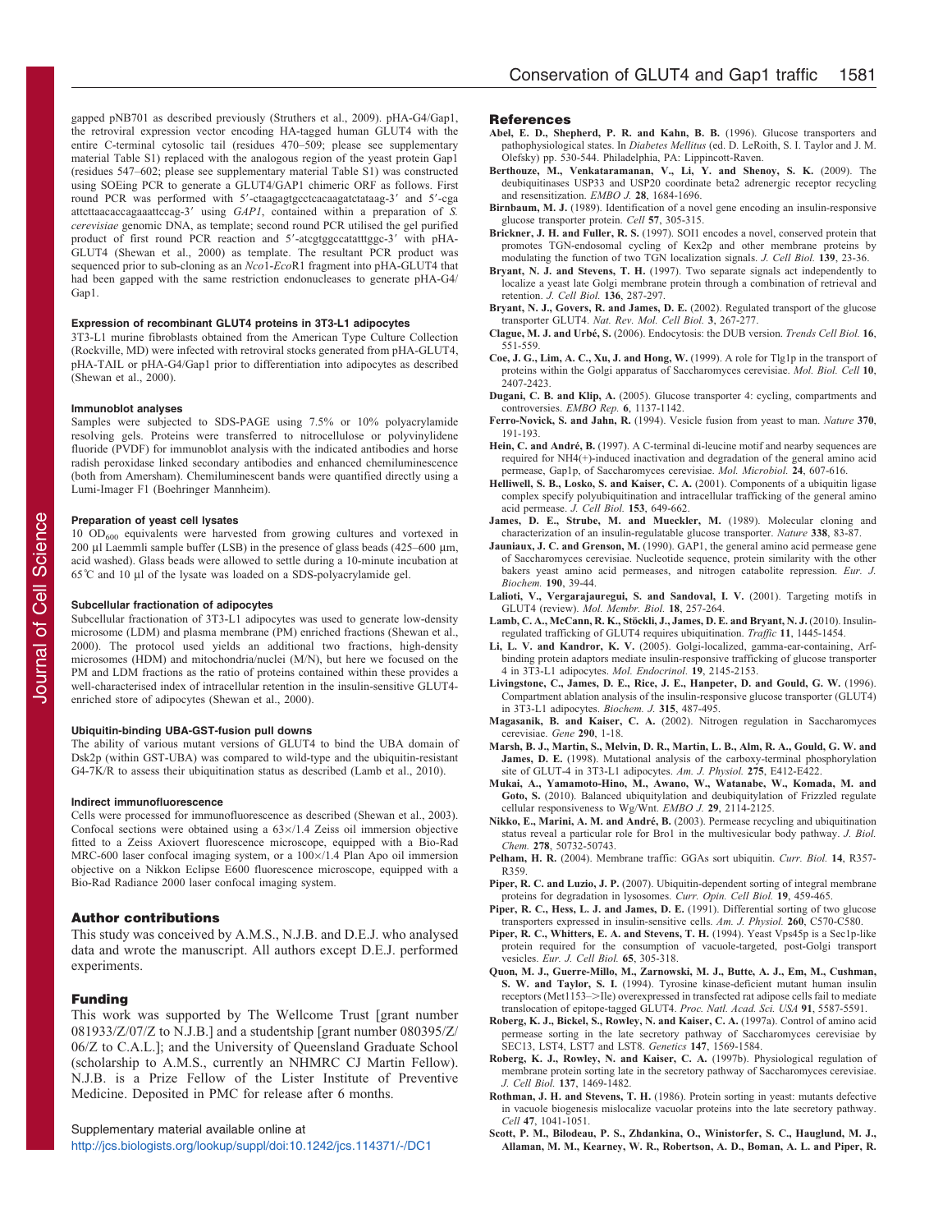gapped pNB701 as described previously (Struthers et al., 2009). pHA-G4/Gap1, the retroviral expression vector encoding HA-tagged human GLUT4 with the entire C-terminal cytosolic tail (residues 470–509; please see supplementary material Table S1) replaced with the analogous region of the yeast protein Gap1 (residues 547–602; please see supplementary material Table S1) was constructed using SOEing PCR to generate a GLUT4/GAP1 chimeric ORF as follows. First round PCR was performed with 5′-ctaagagtgcctcacaagatctataag-3′ and 5′-cga attcttaacaccagaaattccag-3′ using *GAP1*, contained within a preparation of *S. cerevisiae* genomic DNA, as template; second round PCR utilised the gel purified product of first round PCR reaction and 5′-atcgtggccatatttggc-3′ with pHA-GLUT4 (Shewan et al., 2000) as template. The resultant PCR product was sequenced prior to sub-cloning as an *Nco*1-*Eco*R1 fragment into pHA-GLUT4 that had been gapped with the same restriction endonucleases to generate pHA-G4/Gap1.

#### Expression of recombinant GLUT4 proteins in 3T3-L1 adipocytes

3T3-L1 murine fibroblasts obtained from the American Type Culture Collection (Rockville, MD) were infected with retroviral stocks generated from pHA-GLUT4, pHA-TAIL or pHA-G4/Gap1 prior to differentiation into adipocytes as described (Shewan et al., 2000).

#### Immunoblot analyses

Samples were subjected to SDS-PAGE using 7.5% or 10% polyacrylamide resolving gels. Proteins were transferred to nitrocellulose or polyvinylidene fluoride (PVDF) for immunoblot analysis with the indicated antibodies and horse radish peroxidase linked secondary antibodies and enhanced chemiluminescence (both from Amersham). Chemiluminescent bands were quantified directly using a Lumi-Imager F1 (Boehringer Mannheim).

#### Preparation of yeast cell lysates

10 $OD_{600}$ equivalents were harvested from growing cultures and vortexed in 200 µl Laemmli sample buffer (LSB) in the presence of glass beads (425–600 µm, acid washed). Glass beads were allowed to settle during a 10-minute incubation at 65°C and 10 µl of the lysate was loaded on a SDS-polyacrylamide gel.

#### Subcellular fractionation of adipocytes

Subcellular fractionation of 3T3-L1 adipocytes was used to generate low-density microsome (LDM) and plasma membrane (PM) enriched fractions (Shewan et al., 2000). The protocol used yields an additional two fractions, high-density microsomes (HDM) and mitochondria/nuclei (M/N), but here we focused on the PM and LDM fractions as the ratio of proteins contained within these provides a well-characterised index of intracellular retention in the insulin-sensitive GLUT4-enriched store of adipocytes (Shewan et al., 2000).

#### Ubiquitin-binding UBA-GST-fusion pull downs

The ability of various mutant versions of GLUT4 to bind the UBA domain of Dsk2p (within GST-UBA) was compared to wild-type and the ubiquitin-resistant G4-7K/R to assess their ubiquitination status as described (Lamb et al., 2010).

#### Indirect immunofluorescence

Cells were processed for immunofluorescence as described (Shewan et al., 2003). Confocal sections were obtained using a 63×/1.4 Zeiss oil immersion objective fitted to a Zeiss Axiovert fluorescence microscope, equipped with a Bio-Rad MRC-600 laser confocal imaging system, or a 100×/1.4 Plan Apo oil immersion objective on a Nikkon Eclipse E600 fluorescence microscope, equipped with a Bio-Rad Radiance 2000 laser confocal imaging system.

## Author contributions

This study was conceived by A.M.S., N.J.B. and D.E.J. who analysed data and wrote the manuscript. All authors except D.E.J. performed experiments.

## Funding

This work was supported by The Wellcome Trust [grant number 081933/Z/07/Z to N.J.B.] and a studentship [grant number 080395/Z/06/Z to C.A.L.]; and the University of Queensland Graduate School (scholarship to A.M.S., currently an NHMRC CJ Martin Fellow). N.J.B. is a Prize Fellow of the Lister Institute of Preventive Medicine. Deposited in PMC for release after 6 months.

Supplementary material available online at
http://jcs.biologists.org/lookup/suppl/doi:10.1242/jcs.114371/-/DC1

## References

**Abel, E. D., Shepherd, P. R. and Kahn, B. B.** (1996). Glucose transporters and pathophysiological states. In *Diabetes Mellitus* (ed. D. LeRoith, S. I. Taylor and J. M. Olefsky) pp. 530-544. Philadelphia, PA: Lippincott-Raven.

**Berthouze, M., Venkataramanan, V., Li, Y. and Shenoy, S. K.** (2009). The deubiquitinases USP33 and USP20 coordinate beta2 adrenergic receptor recycling and resensitization. *EMBO J.* **28**, 1684-1696.

**Birnbaum, M. J.** (1989). Identification of a novel gene encoding an insulin-responsive glucose transporter protein. *Cell* **57**, 305-315.

**Brickner, J. H. and Fuller, R. S.** (1997). SOI1 encodes a novel, conserved protein that promotes TGN-endosomal cycling of Kex2p and other membrane proteins by modulating the function of two TGN localization signals. *J. Cell Biol.* **139**, 23-36.

**Bryant, N. J. and Stevens, T. H.** (1997). Two separate signals act independently to localize a yeast late Golgi membrane protein through a combination of retrieval and retention. *J. Cell Biol.* **136**, 287-297.

**Bryant, N. J., Govers, R. and James, D. E.** (2002). Regulated transport of the glucose transporter GLUT4. *Nat. Rev. Mol. Cell Biol.* **3**, 267-277.

**Clague, M. J. and Urbé, S.** (2006). Endocytosis: the DUB version. *Trends Cell Biol.* **16**, 551-559.

**Coe, J. G., Lim, A. C., Xu, J. and Hong, W.** (1999). A role for Tlg1p in the transport of proteins within the Golgi apparatus of Saccharomyces cerevisiae. *Mol. Biol. Cell* **10**, 2407-2423.

**Dugani, C. B. and Klip, A.** (2005). Glucose transporter 4: cycling, compartments and controversies. *EMBO Rep.* **6**, 1137-1142.

**Ferro-Novick, S. and Jahn, R.** (1994). Vesicle fusion from yeast to man. *Nature* **370**, 191-193.

**Hein, C. and André, B.** (1997). A C-terminal di-leucine motif and nearby sequences are required for NH4(+)-induced inactivation and degradation of the general amino acid permease, Gap1p, of Saccharomyces cerevisiae. *Mol. Microbiol.* **24**, 607-616.

**Helliwell, S. B., Losko, S. and Kaiser, C. A.** (2001). Components of a ubiquitin ligase complex specify polyubiquitination and intracellular trafficking of the general amino acid permease. *J. Cell Biol.* **153**, 649-662.

**James, D. E., Strube, M. and Mueckler, M.** (1989). Molecular cloning and characterization of an insulin-regulatable glucose transporter. *Nature* **338**, 83-87.

**Jauniaux, J. C. and Grenson, M.** (1990). GAP1, the general amino acid permease gene of Saccharomyces cerevisiae. Nucleotide sequence, protein similarity with the other bakers yeast amino acid permeases, and nitrogen catabolite repression. *Eur. J. Biochem.* **190**, 39-44.

**Lalioti, V., Vergarajauregui, S. and Sandoval, I. V.** (2001). Targeting motifs in GLUT4 (review). *Mol. Membr. Biol.* **18**, 257-264.

**Lamb, C. A., McCann, R. K., Stöckli, J., James, D. E. and Bryant, N. J.** (2010). Insulin-regulated trafficking of GLUT4 requires ubiquitination. *Traffic* **11**, 1445-1454.

**Li, L. V. and Kandror, K. V.** (2005). Golgi-localized, gamma-ear-containing, Arf-binding protein adaptors mediate insulin-responsive trafficking of glucose transporter 4 in 3T3-L1 adipocytes. *Mol. Endocrinol.* **19**, 2145-2153.

**Livingstone, C., James, D. E., Rice, J. E., Hanpeter, D. and Gould, G. W.** (1996). Compartment ablation analysis of the insulin-responsive glucose transporter (GLUT4) in 3T3-L1 adipocytes. *Biochem. J.* **315**, 487-495.

**Magasanik, B. and Kaiser, C. A.** (2002). Nitrogen regulation in Saccharomyces cerevisiae. *Gene* **290**, 1-18.

**Marsh, B. J., Martin, S., Melvin, D. R., Martin, L. B., Alm, R. A., Gould, G. W. and James, D. E.** (1998). Mutational analysis of the carboxy-terminal phosphorylation site of GLUT-4 in 3T3-L1 adipocytes. *Am. J. Physiol.* **275**, E412-E422.

**Mukai, A., Yamamoto-Hino, M., Awano, W., Watanabe, W., Komada, M. and Goto, S.** (2010). Balanced ubiquitylation and deubiquitylation of Frizzled regulate cellular responsiveness to Wg/Wnt. *EMBO J.* **29**, 2114-2125.

**Nikko, E., Marini, A. M. and André, B.** (2003). Permease recycling and ubiquitination status reveal a particular role for Bro1 in the multivesicular body pathway. *J. Biol. Chem.* **278**, 50732-50743.

**Pelham, H. R.** (2004). Membrane traffic: GGAs sort ubiquitin. *Curr. Biol.* **14**, R357-R359.

**Piper, R. C. and Luzio, J. P.** (2007). Ubiquitin-dependent sorting of integral membrane proteins for degradation in lysosomes. *Curr. Opin. Cell Biol.* **19**, 459-465.

**Piper, R. C., Hess, L. J. and James, D. E.** (1991). Differential sorting of two glucose transporters expressed in insulin-sensitive cells. *Am. J. Physiol.* **260**, C570-C580.

**Piper, R. C., Whitters, E. A. and Stevens, T. H.** (1994). Yeast Vps45p is a Sec1p-like protein required for the consumption of vacuole-targeted, post-Golgi transport vesicles. *Eur. J. Cell Biol.* **65**, 305-318.

**Quon, M. J., Guerre-Millo, M., Zarnowski, M. J., Butte, A. J., Em, M., Cushman, S. W. and Taylor, S. I.** (1994). Tyrosine kinase-deficient mutant human insulin receptors (Met1153–>Ile) overexpressed in transfected rat adipose cells fail to mediate translocation of epitope-tagged GLUT4. *Proc. Natl. Acad. Sci. USA* **91**, 5587-5591.

**Roberg, K. J., Bickel, S., Rowley, N. and Kaiser, C. A.** (1997a). Control of amino acid permease sorting in the late secretory pathway of Saccharomyces cerevisiae by SEC13, LST4, LST7 and LST8. *Genetics* **147**, 1569-1584.

**Roberg, K. J., Rowley, N. and Kaiser, C. A.** (1997b). Physiological regulation of membrane protein sorting late in the secretory pathway of Saccharomyces cerevisiae. *J. Cell Biol.* **137**, 1469-1482.

**Rothman, J. H. and Stevens, T. H.** (1986). Protein sorting in yeast: mutants defective in vacuole biogenesis mislocalize vacuolar proteins into the late secretory pathway. *Cell* **47**, 1041-1051.

**Scott, P. M., Bilodeau, P. S., Zhdankina, O., Winistorfer, S. C., Hauglund, M. J., Allaman, M. M., Kearney, W. R., Robertson, A. D., Boman, A. L. and Piper, R.**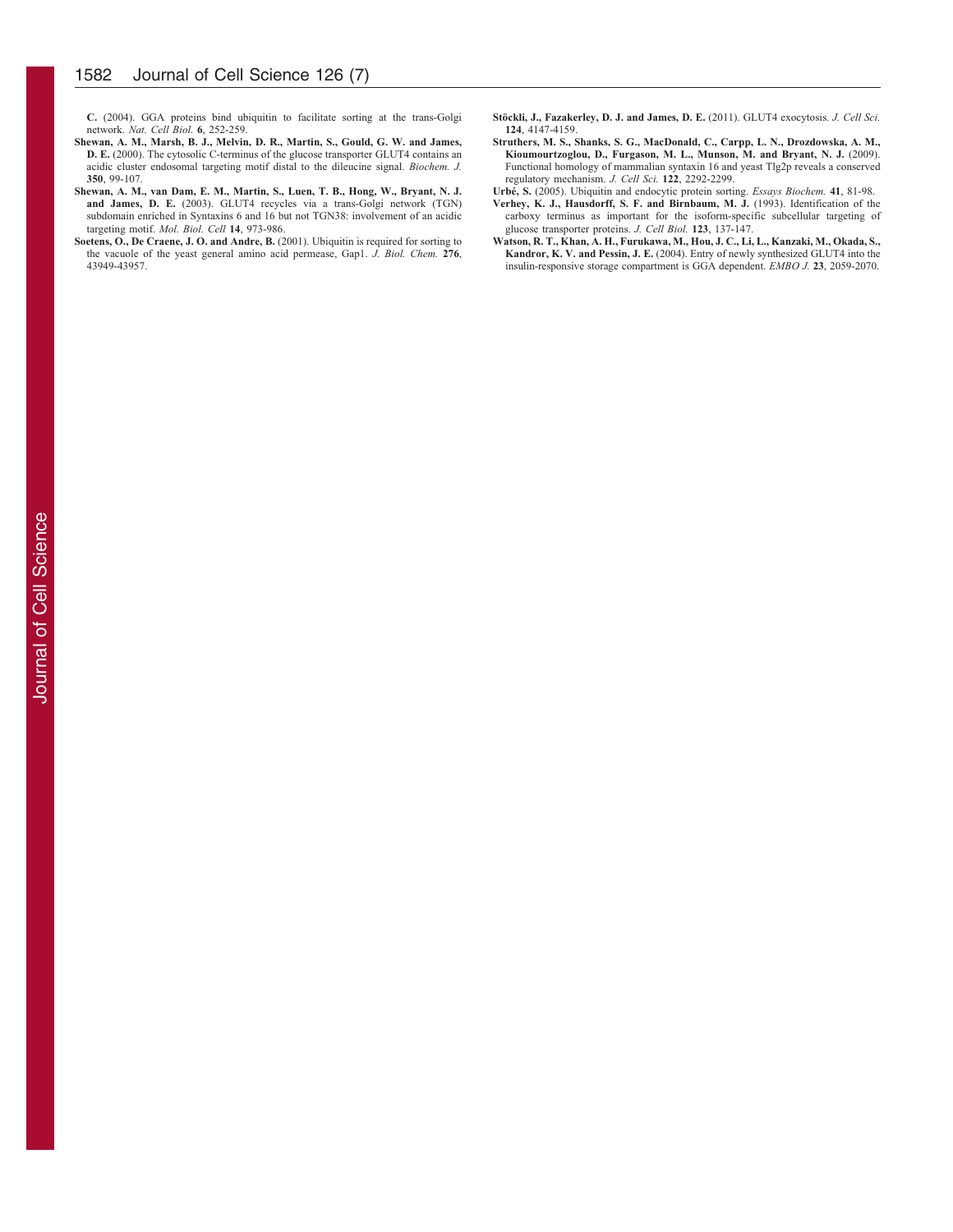**C.** (2004). GGA proteins bind ubiquitin to facilitate sorting at the trans-Golgi network. *Nat. Cell Biol.* **6**, 252-259.

**Shewan, A. M., Marsh, B. J., Melvin, D. R., Martin, S., Gould, G. W. and James, D. E.** (2000). The cytosolic C-terminus of the glucose transporter GLUT4 contains an acidic cluster endosomal targeting motif distal to the dileucine signal. *Biochem. J.* **350**, 99-107.

**Shewan, A. M., van Dam, E. M., Martin, S., Luen, T. B., Hong, W., Bryant, N. J. and James, D. E.** (2003). GLUT4 recycles via a trans-Golgi network (TGN) subdomain enriched in Syntaxins 6 and 16 but not TGN38: involvement of an acidic targeting motif. *Mol. Biol. Cell* **14**, 973-986.

**Soetens, O., De Craene, J. O. and Andre, B.** (2001). Ubiquitin is required for sorting to the vacuole of the yeast general amino acid permease, Gap1. *J. Biol. Chem.* **276**, 43949-43957.

**Stöckli, J., Fazakerley, D. J. and James, D. E.** (2011). GLUT4 exocytosis. *J. Cell Sci.* **124**, 4147-4159.

**Struthers, M. S., Shanks, S. G., MacDonald, C., Carpp, L. N., Drozdowska, A. M., Kioumourtzoglou, D., Furgason, M. L., Munson, M. and Bryant, N. J.** (2009). Functional homology of mammalian syntaxin 16 and yeast Tlg2p reveals a conserved regulatory mechanism. *J. Cell Sci.* **122**, 2292-2299.

**Urbé, S.** (2005). Ubiquitin and endocytic protein sorting. *Essays Biochem.* **41**, 81-98.

**Verhey, K. J., Hausdorff, S. F. and Birnbaum, M. J.** (1993). Identification of the carboxy terminus as important for the isoform-specific subcellular targeting of glucose transporter proteins. *J. Cell Biol.* **123**, 137-147.

**Watson, R. T., Khan, A. H., Furukawa, M., Hou, J. C., Li, L., Kanzaki, M., Okada, S., Kandror, K. V. and Pessin, J. E.** (2004). Entry of newly synthesized GLUT4 into the insulin-responsive storage compartment is GGA dependent. *EMBO J.* **23**, 2059-2070.